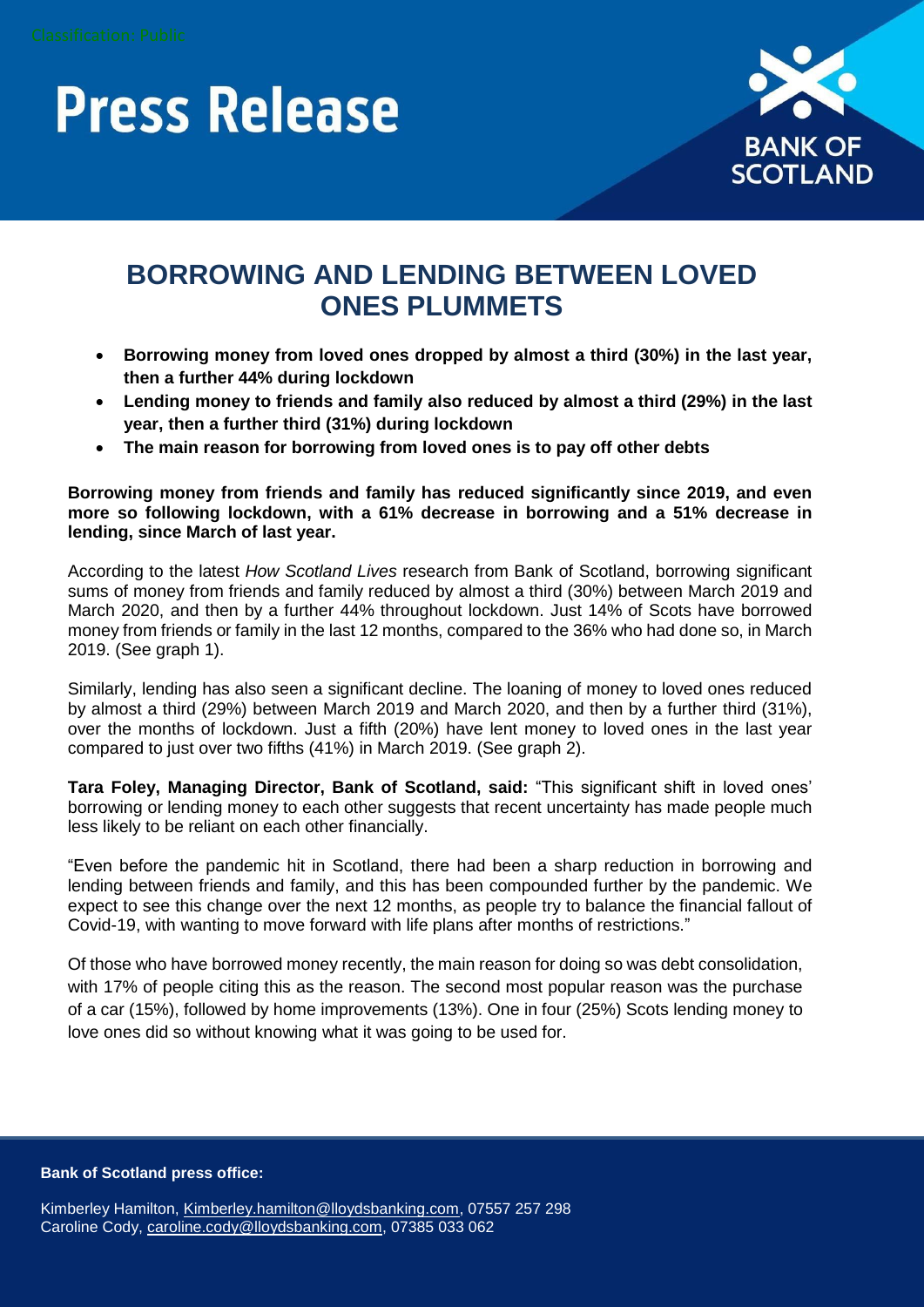Classification: Public

# Press Release

BANK OF SCOTLAND

## BORROWING AND LENDING BETWEEN LOVED ONES PLUMMETS

- **Borrowing money from loved ones dropped by almost a third (30%) in the last year, then a further 44% during lockdown**
- **Lending money to friends and family also reduced by almost a third (29%) in the last year, then a further third (31%) during lockdown**
- **The main reason for borrowing from loved ones is to pay off other debts**

**Borrowing money from friends and family has reduced significantly since 2019, and even more so following lockdown, with a 61% decrease in borrowing and a 51% decrease in lending, since March of last year.**

According to the latest *How Scotland Lives* research from Bank of Scotland, borrowing significant sums of money from friends and family reduced by almost a third (30%) between March 2019 and March 2020, and then by a further 44% throughout lockdown. Just 14% of Scots have borrowed money from friends or family in the last 12 months, compared to the 36% who had done so, in March 2019. (See graph 1).

Similarly, lending has also seen a significant decline. The loaning of money to loved ones reduced by almost a third (29%) between March 2019 and March 2020, and then by a further third (31%), over the months of lockdown. Just a fifth (20%) have lent money to loved ones in the last year compared to just over two fifths (41%) in March 2019. (See graph 2).

**Tara Foley, Managing Director, Bank of Scotland, said:** "This significant shift in loved ones' borrowing or lending money to each other suggests that recent uncertainty has made people much less likely to be reliant on each other financially.

"Even before the pandemic hit in Scotland, there had been a sharp reduction in borrowing and lending between friends and family, and this has been compounded further by the pandemic. We expect to see this change over the next 12 months, as people try to balance the financial fallout of Covid-19, with wanting to move forward with life plans after months of restrictions."

Of those who have borrowed money recently, the main reason for doing so was debt consolidation, with 17% of people citing this as the reason. The second most popular reason was the purchase of a car (15%), followed by home improvements (13%). One in four (25%) Scots lending money to love ones did so without knowing what it was going to be used for.

**Bank of Scotland press office:**

Kimberley Hamilton, Kimberley.hamilton@lloydsbanking.com, 07557 257 298
Caroline Cody, caroline.cody@lloydsbanking.com, 07385 033 062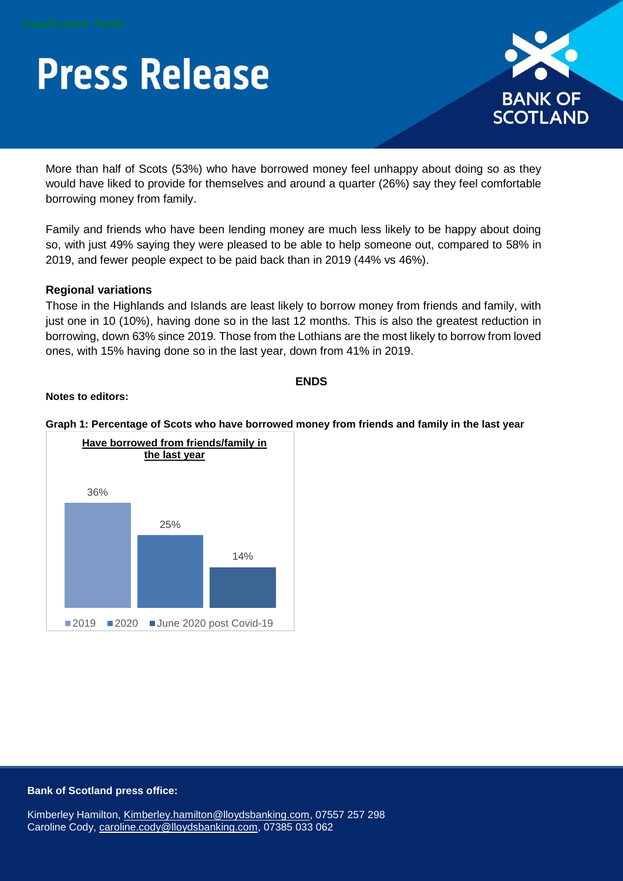More than half of Scots (53%) who have borrowed money feel unhappy about doing so as they would have liked to provide for themselves and around a quarter (26%) say they feel comfortable borrowing money from family.

Family and friends who have been lending money are much less likely to be happy about doing so, with just 49% saying they were pleased to be able to help someone out, compared to 58% in 2019, and fewer people expect to be paid back than in 2019 (44% vs 46%).

**Regional variations**

Those in the Highlands and Islands are least likely to borrow money from friends and family, with just one in 10 (10%), having done so in the last 12 months. This is also the greatest reduction in borrowing, down 63% since 2019. Those from the Lothians are the most likely to borrow from loved ones, with 15% having done so in the last year, down from 41% in 2019.

**ENDS**

**Notes to editors:**

**Graph 1: Percentage of Scots who have borrowed money from friends and family in the last year**

**Have borrowed from friends/family in the last year**

| 2019 | 2020 | June 2020 post Covid-19 |
|---|---|---|
| 36% | 25% | 14% |

**Bank of Scotland press office:**

Kimberley Hamilton, Kimberley.hamilton@lloydsbanking.com, 07557 257 298
Caroline Cody, caroline.cody@lloydsbanking.com, 07385 033 062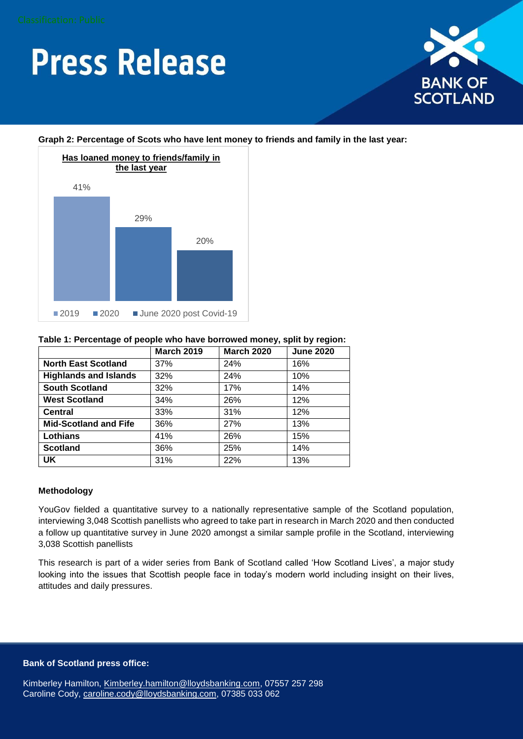# Press Release

**Graph 2: Percentage of Scots who have lent money to friends and family in the last year:**

Has loaned money to friends/family in the last year

41%

29%

20%

2019 2020 June 2020 post Covid-19

**Table 1: Percentage of people who have borrowed money, split by region:**

| | March 2019 | March 2020 | June 2020 |
|---|---|---|---|
| **North East Scotland** | 37% | 24% | 16% |
| **Highlands and Islands** | 32% | 24% | 10% |
| **South Scotland** | 32% | 17% | 14% |
| **West Scotland** | 34% | 26% | 12% |
| **Central** | 33% | 31% | 12% |
| **Mid-Scotland and Fife** | 36% | 27% | 13% |
| **Lothians** | 41% | 26% | 15% |
| **Scotland** | 36% | 25% | 14% |
| **UK** | 31% | 22% | 13% |

**Methodology**

YouGov fielded a quantitative survey to a nationally representative sample of the Scotland population, interviewing 3,048 Scottish panellists who agreed to take part in research in March 2020 and then conducted a follow up quantitative survey in June 2020 amongst a similar sample profile in the Scotland, interviewing 3,038 Scottish panellists

This research is part of a wider series from Bank of Scotland called 'How Scotland Lives', a major study looking into the issues that Scottish people face in today's modern world including insight on their lives, attitudes and daily pressures.

**Bank of Scotland press office:**

Kimberley Hamilton, Kimberley.hamilton@lloydsbanking.com, 07557 257 298
Caroline Cody, caroline.cody@lloydsbanking.com, 07385 033 062